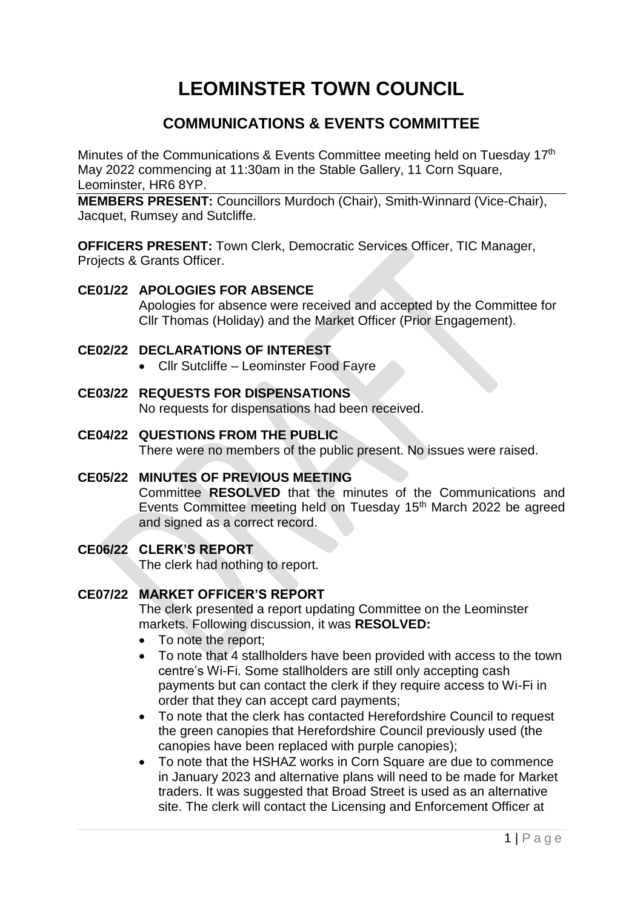# LEOMINSTER TOWN COUNCIL

## COMMUNICATIONS & EVENTS COMMITTEE

Minutes of the Communications & Events Committee meeting held on Tuesday 17th May 2022 commencing at 11:30am in the Stable Gallery, 11 Corn Square, Leominster, HR6 8YP.

**MEMBERS PRESENT:** Councillors Murdoch (Chair), Smith-Winnard (Vice-Chair), Jacquet, Rumsey and Sutcliffe.

**OFFICERS PRESENT:** Town Clerk, Democratic Services Officer, TIC Manager, Projects & Grants Officer.

**CE01/22 APOLOGIES FOR ABSENCE**

Apologies for absence were received and accepted by the Committee for Cllr Thomas (Holiday) and the Market Officer (Prior Engagement).

**CE02/22 DECLARATIONS OF INTEREST**

- Cllr Sutcliffe – Leominster Food Fayre

**CE03/22 REQUESTS FOR DISPENSATIONS**

No requests for dispensations had been received.

**CE04/22 QUESTIONS FROM THE PUBLIC**

There were no members of the public present. No issues were raised.

**CE05/22 MINUTES OF PREVIOUS MEETING**

Committee **RESOLVED** that the minutes of the Communications and Events Committee meeting held on Tuesday 15th March 2022 be agreed and signed as a correct record.

**CE06/22 CLERK'S REPORT**

The clerk had nothing to report.

**CE07/22 MARKET OFFICER'S REPORT**

The clerk presented a report updating Committee on the Leominster markets. Following discussion, it was **RESOLVED:**

- To note the report;
- To note that 4 stallholders have been provided with access to the town centre's Wi-Fi. Some stallholders are still only accepting cash payments but can contact the clerk if they require access to Wi-Fi in order that they can accept card payments;
- To note that the clerk has contacted Herefordshire Council to request the green canopies that Herefordshire Council previously used (the canopies have been replaced with purple canopies);
- To note that the HSHAZ works in Corn Square are due to commence in January 2023 and alternative plans will need to be made for Market traders. It was suggested that Broad Street is used as an alternative site. The clerk will contact the Licensing and Enforcement Officer at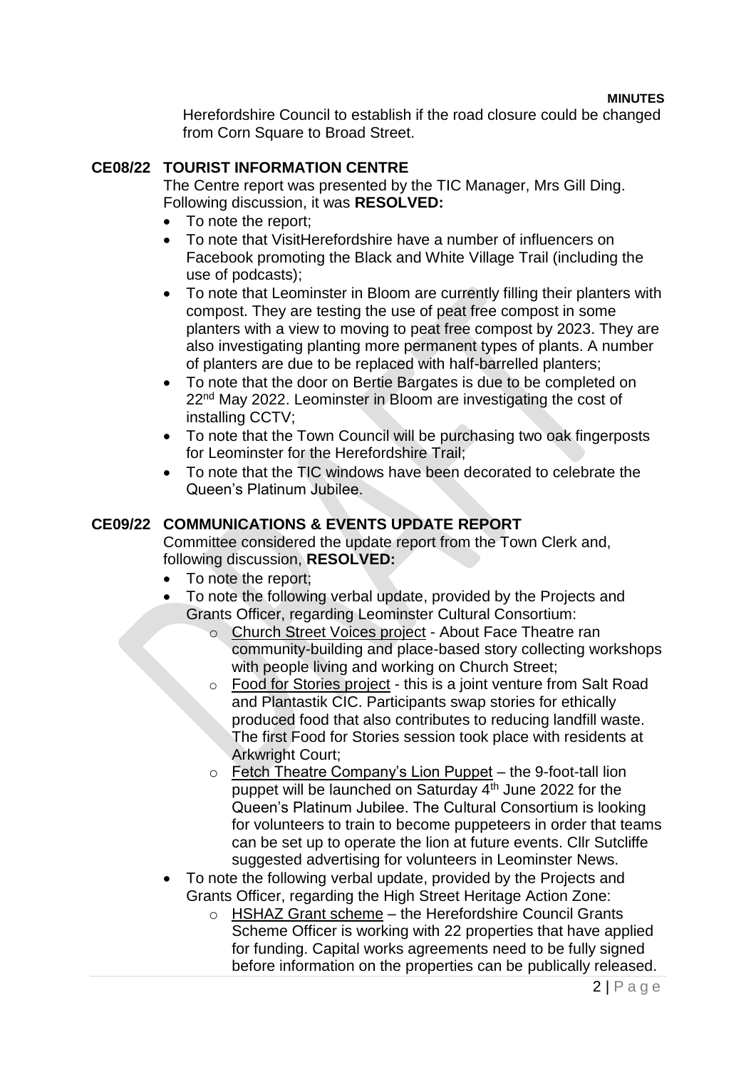Herefordshire Council to establish if the road closure could be changed from Corn Square to Broad Street.

## CE08/22 TOURIST INFORMATION CENTRE

The Centre report was presented by the TIC Manager, Mrs Gill Ding. Following discussion, it was **RESOLVED:**

- To note the report;
- To note that VisitHerefordshire have a number of influencers on Facebook promoting the Black and White Village Trail (including the use of podcasts);
- To note that Leominster in Bloom are currently filling their planters with compost. They are testing the use of peat free compost in some planters with a view to moving to peat free compost by 2023. They are also investigating planting more permanent types of plants. A number of planters are due to be replaced with half-barrelled planters;
- To note that the door on Bertie Bargates is due to be completed on 22nd May 2022. Leominster in Bloom are investigating the cost of installing CCTV;
- To note that the Town Council will be purchasing two oak fingerposts for Leominster for the Herefordshire Trail;
- To note that the TIC windows have been decorated to celebrate the Queen's Platinum Jubilee.

## CE09/22 COMMUNICATIONS & EVENTS UPDATE REPORT

Committee considered the update report from the Town Clerk and, following discussion, **RESOLVED:**

- To note the report;
- To note the following verbal update, provided by the Projects and Grants Officer, regarding Leominster Cultural Consortium:
    - Church Street Voices project - About Face Theatre ran community-building and place-based story collecting workshops with people living and working on Church Street;
    - Food for Stories project - this is a joint venture from Salt Road and Plantastik CIC. Participants swap stories for ethically produced food that also contributes to reducing landfill waste. The first Food for Stories session took place with residents at Arkwright Court;
    - Fetch Theatre Company's Lion Puppet – the 9-foot-tall lion puppet will be launched on Saturday 4th June 2022 for the Queen's Platinum Jubilee. The Cultural Consortium is looking for volunteers to train to become puppeteers in order that teams can be set up to operate the lion at future events. Cllr Sutcliffe suggested advertising for volunteers in Leominster News.
- To note the following verbal update, provided by the Projects and Grants Officer, regarding the High Street Heritage Action Zone:
    - HSHAZ Grant scheme – the Herefordshire Council Grants Scheme Officer is working with 22 properties that have applied for funding. Capital works agreements need to be fully signed before information on the properties can be publically released.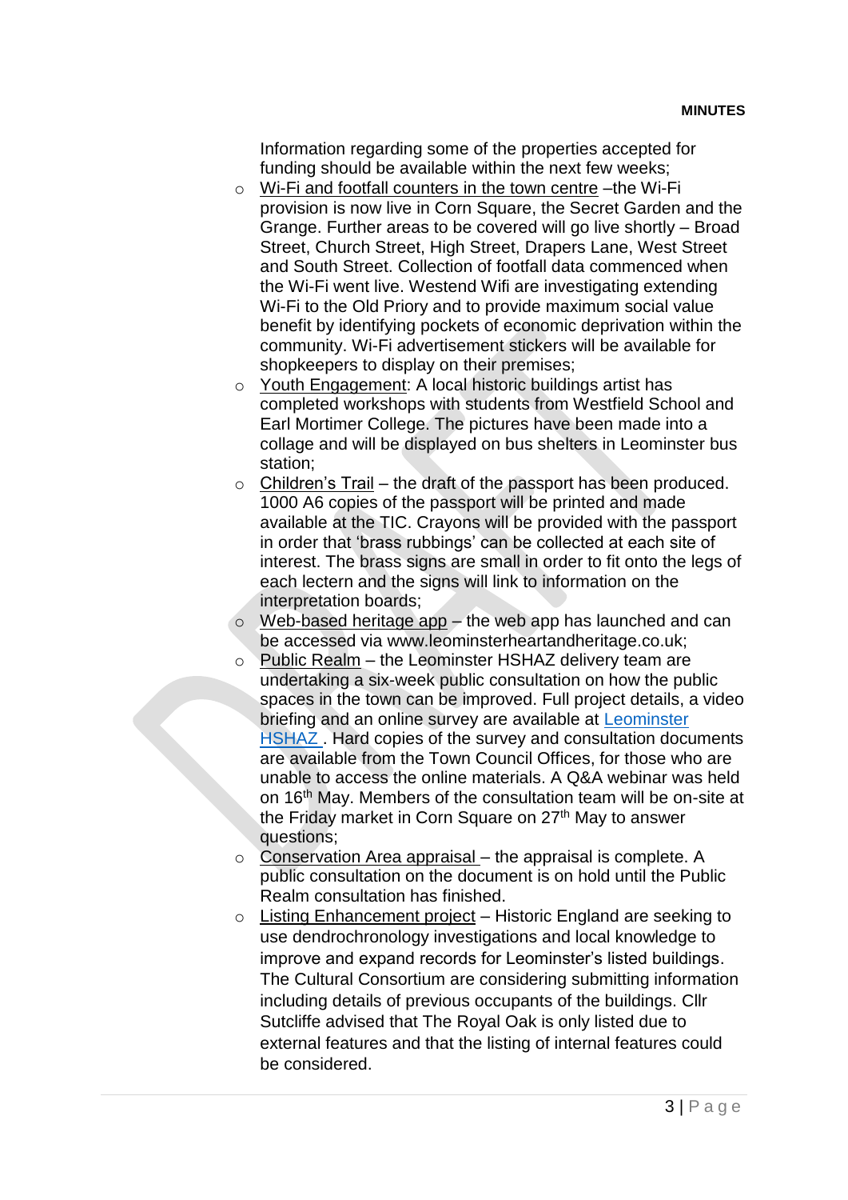Information regarding some of the properties accepted for funding should be available within the next few weeks;

- Wi-Fi and footfall counters in the town centre –the Wi-Fi provision is now live in Corn Square, the Secret Garden and the Grange. Further areas to be covered will go live shortly – Broad Street, Church Street, High Street, Drapers Lane, West Street and South Street. Collection of footfall data commenced when the Wi-Fi went live. Westend Wifi are investigating extending Wi-Fi to the Old Priory and to provide maximum social value benefit by identifying pockets of economic deprivation within the community. Wi-Fi advertisement stickers will be available for shopkeepers to display on their premises;
- Youth Engagement: A local historic buildings artist has completed workshops with students from Westfield School and Earl Mortimer College. The pictures have been made into a collage and will be displayed on bus shelters in Leominster bus station;
- Children's Trail – the draft of the passport has been produced. 1000 A6 copies of the passport will be printed and made available at the TIC. Crayons will be provided with the passport in order that 'brass rubbings' can be collected at each site of interest. The brass signs are small in order to fit onto the legs of each lectern and the signs will link to information on the interpretation boards;
- Web-based heritage app – the web app has launched and can be accessed via www.leominsterheartandheritage.co.uk;
- Public Realm – the Leominster HSHAZ delivery team are undertaking a six-week public consultation on how the public spaces in the town can be improved. Full project details, a video briefing and an online survey are available at Leominster HSHAZ . Hard copies of the survey and consultation documents are available from the Town Council Offices, for those who are unable to access the online materials. A Q&A webinar was held on 16th May. Members of the consultation team will be on-site at the Friday market in Corn Square on 27th May to answer questions;
- Conservation Area appraisal – the appraisal is complete. A public consultation on the document is on hold until the Public Realm consultation has finished.
- Listing Enhancement project – Historic England are seeking to use dendrochronology investigations and local knowledge to improve and expand records for Leominster's listed buildings. The Cultural Consortium are considering submitting information including details of previous occupants of the buildings. Cllr Sutcliffe advised that The Royal Oak is only listed due to external features and that the listing of internal features could be considered.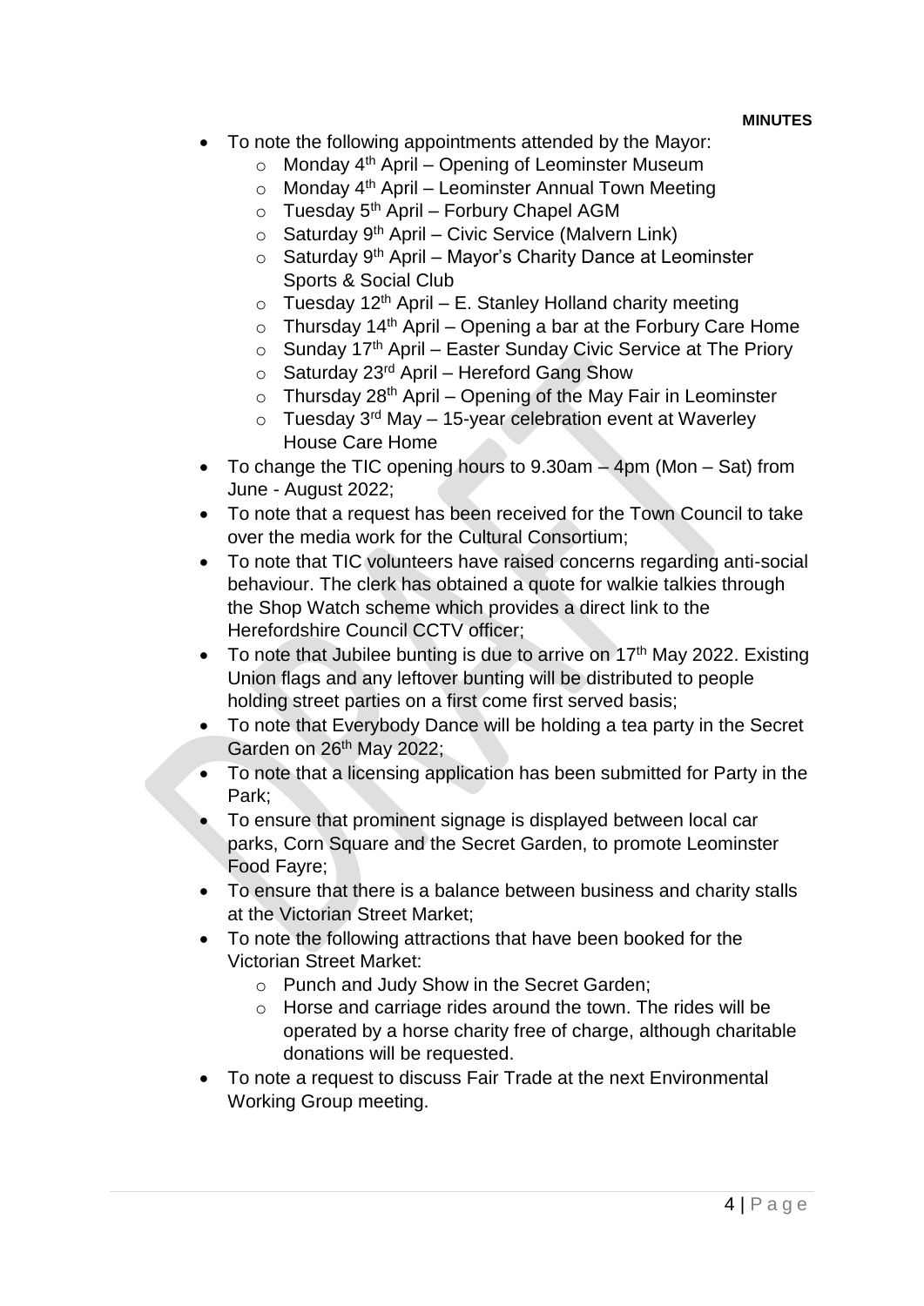- To note the following appointments attended by the Mayor:
  - Monday 4th April – Opening of Leominster Museum
  - Monday 4th April – Leominster Annual Town Meeting
  - Tuesday 5th April – Forbury Chapel AGM
  - Saturday 9th April – Civic Service (Malvern Link)
  - Saturday 9th April – Mayor's Charity Dance at Leominster Sports & Social Club
  - Tuesday 12th April – E. Stanley Holland charity meeting
  - Thursday 14th April – Opening a bar at the Forbury Care Home
  - Sunday 17th April – Easter Sunday Civic Service at The Priory
  - Saturday 23rd April – Hereford Gang Show
  - Thursday 28th April – Opening of the May Fair in Leominster
  - Tuesday 3rd May – 15-year celebration event at Waverley House Care Home
- To change the TIC opening hours to 9.30am – 4pm (Mon – Sat) from June - August 2022;
- To note that a request has been received for the Town Council to take over the media work for the Cultural Consortium;
- To note that TIC volunteers have raised concerns regarding anti-social behaviour. The clerk has obtained a quote for walkie talkies through the Shop Watch scheme which provides a direct link to the Herefordshire Council CCTV officer;
- To note that Jubilee bunting is due to arrive on 17th May 2022. Existing Union flags and any leftover bunting will be distributed to people holding street parties on a first come first served basis;
- To note that Everybody Dance will be holding a tea party in the Secret Garden on 26th May 2022;
- To note that a licensing application has been submitted for Party in the Park;
- To ensure that prominent signage is displayed between local car parks, Corn Square and the Secret Garden, to promote Leominster Food Fayre;
- To ensure that there is a balance between business and charity stalls at the Victorian Street Market;
- To note the following attractions that have been booked for the Victorian Street Market:
  - Punch and Judy Show in the Secret Garden;
  - Horse and carriage rides around the town. The rides will be operated by a horse charity free of charge, although charitable donations will be requested.
- To note a request to discuss Fair Trade at the next Environmental Working Group meeting.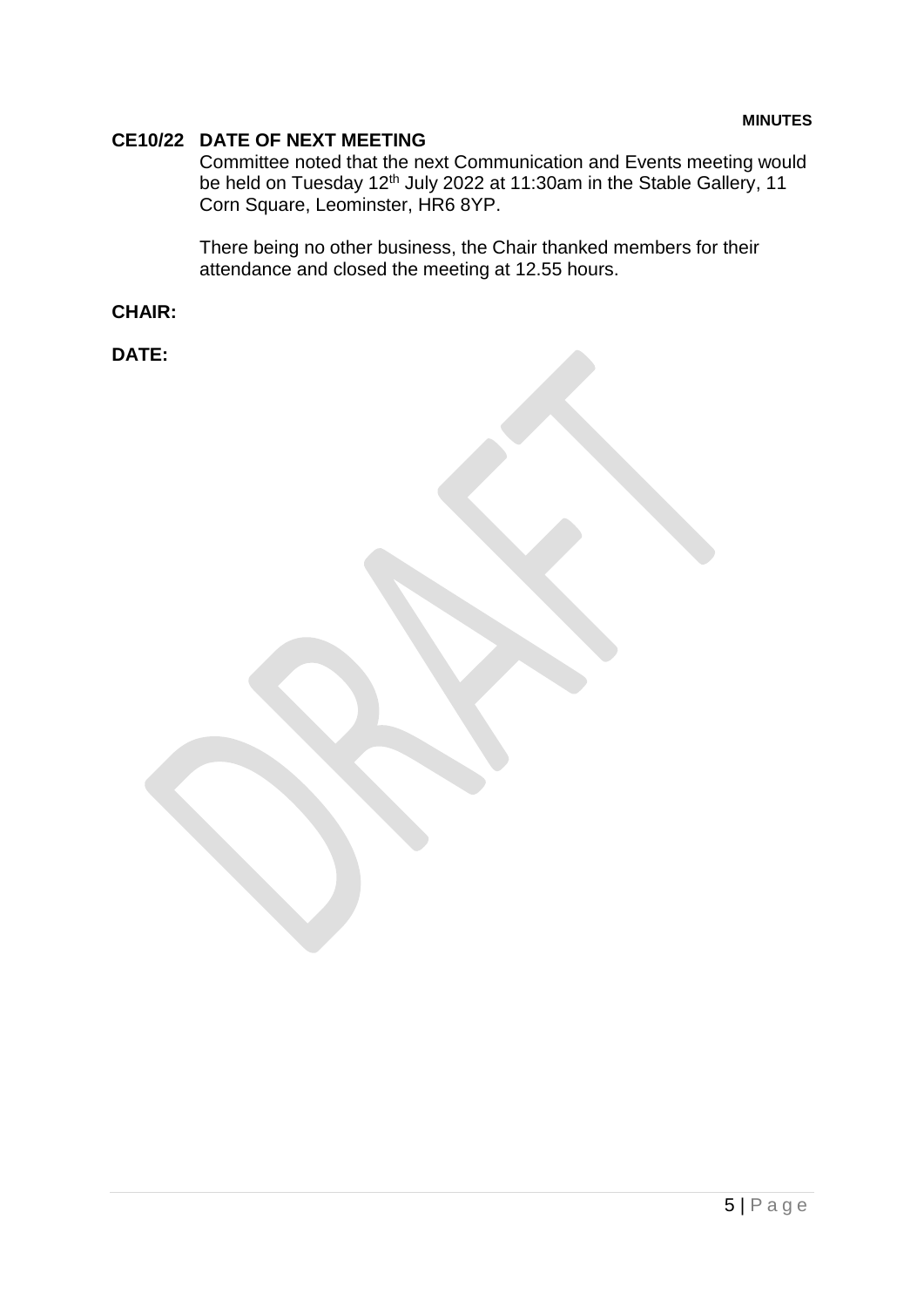**MINUTES**

## CE10/22 DATE OF NEXT MEETING

Committee noted that the next Communication and Events meeting would be held on Tuesday 12th July 2022 at 11:30am in the Stable Gallery, 11 Corn Square, Leominster, HR6 8YP.

There being no other business, the Chair thanked members for their attendance and closed the meeting at 12.55 hours.

**CHAIR:**

**DATE:**